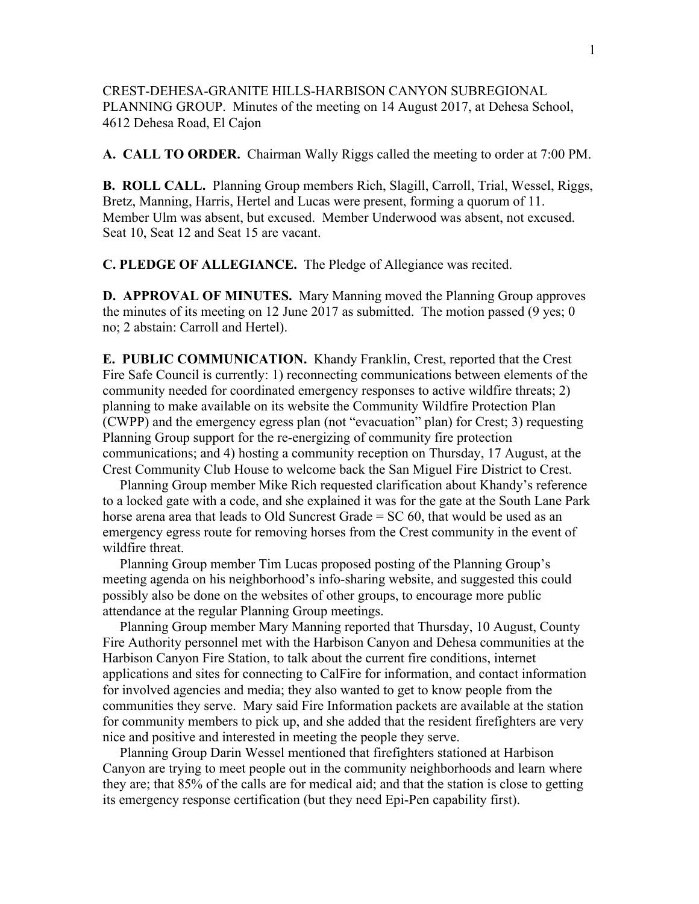CREST-DEHESA-GRANITE HILLS-HARBISON CANYON SUBREGIONAL PLANNING GROUP. Minutes of the meeting on 14 August 2017, at Dehesa School, 4612 Dehesa Road, El Cajon

**A. CALL TO ORDER.** Chairman Wally Riggs called the meeting to order at 7:00 PM.

**B. ROLL CALL.** Planning Group members Rich, Slagill, Carroll, Trial, Wessel, Riggs, Bretz, Manning, Harris, Hertel and Lucas were present, forming a quorum of 11. Member Ulm was absent, but excused. Member Underwood was absent, not excused. Seat 10, Seat 12 and Seat 15 are vacant.

**C. PLEDGE OF ALLEGIANCE.** The Pledge of Allegiance was recited.

**D. APPROVAL OF MINUTES.** Mary Manning moved the Planning Group approves the minutes of its meeting on 12 June 2017 as submitted. The motion passed (9 yes; 0 no; 2 abstain: Carroll and Hertel).

**E. PUBLIC COMMUNICATION.** Khandy Franklin, Crest, reported that the Crest Fire Safe Council is currently: 1) reconnecting communications between elements of the community needed for coordinated emergency responses to active wildfire threats; 2) planning to make available on its website the Community Wildfire Protection Plan (CWPP) and the emergency egress plan (not "evacuation" plan) for Crest; 3) requesting Planning Group support for the re-energizing of community fire protection communications; and 4) hosting a community reception on Thursday, 17 August, at the Crest Community Club House to welcome back the San Miguel Fire District to Crest.

Planning Group member Mike Rich requested clarification about Khandy's reference to a locked gate with a code, and she explained it was for the gate at the South Lane Park horse arena area that leads to Old Suncrest Grade = SC 60, that would be used as an emergency egress route for removing horses from the Crest community in the event of wildfire threat.

Planning Group member Tim Lucas proposed posting of the Planning Group's meeting agenda on his neighborhood's info-sharing website, and suggested this could possibly also be done on the websites of other groups, to encourage more public attendance at the regular Planning Group meetings.

Planning Group member Mary Manning reported that Thursday, 10 August, County Fire Authority personnel met with the Harbison Canyon and Dehesa communities at the Harbison Canyon Fire Station, to talk about the current fire conditions, internet applications and sites for connecting to CalFire for information, and contact information for involved agencies and media; they also wanted to get to know people from the communities they serve. Mary said Fire Information packets are available at the station for community members to pick up, and she added that the resident firefighters are very nice and positive and interested in meeting the people they serve.

Planning Group Darin Wessel mentioned that firefighters stationed at Harbison Canyon are trying to meet people out in the community neighborhoods and learn where they are; that 85% of the calls are for medical aid; and that the station is close to getting its emergency response certification (but they need Epi-Pen capability first).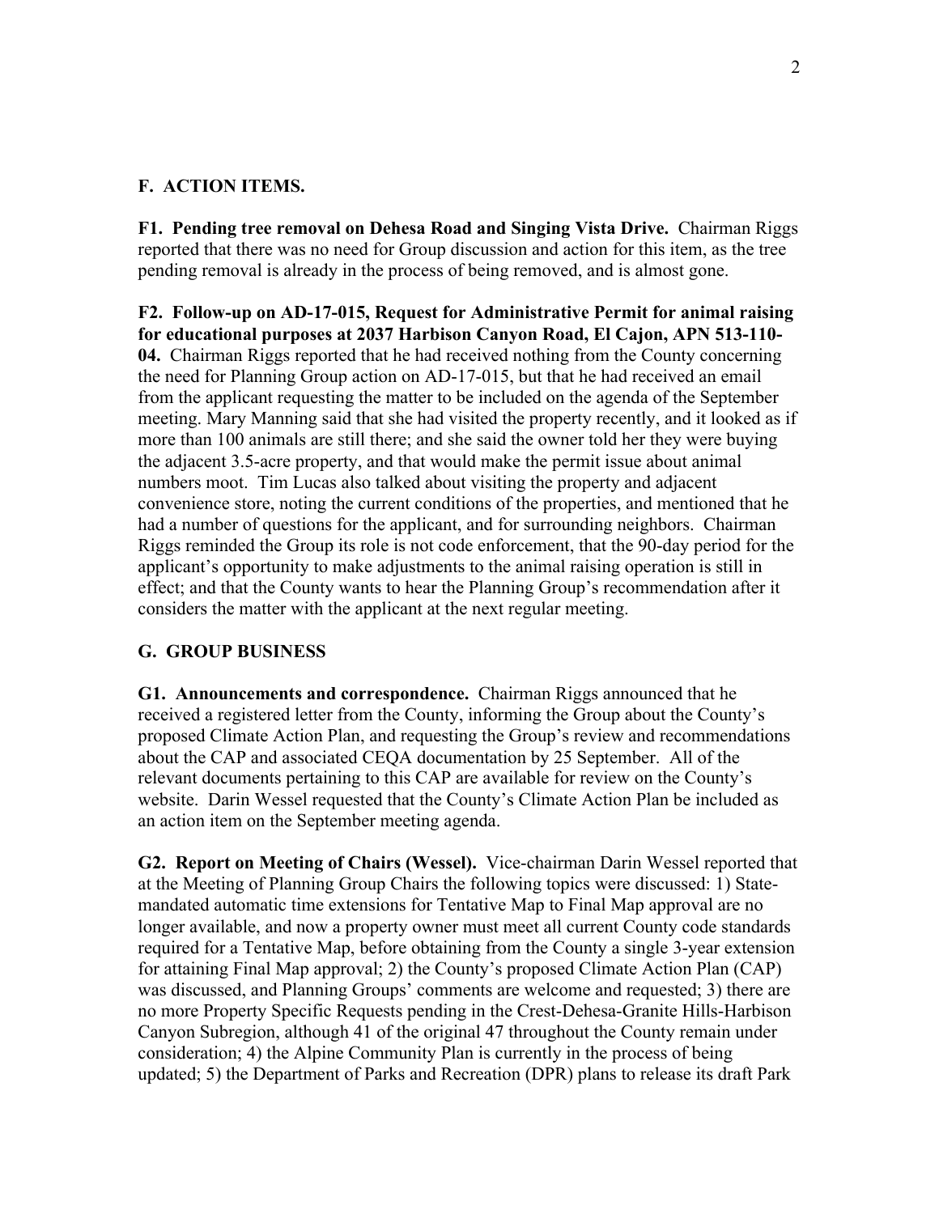## F. ACTION ITEMS.

**F1. Pending tree removal on Dehesa Road and Singing Vista Drive.** Chairman Riggs reported that there was no need for Group discussion and action for this item, as the tree pending removal is already in the process of being removed, and is almost gone.

**F2. Follow-up on AD-17-015, Request for Administrative Permit for animal raising for educational purposes at 2037 Harbison Canyon Road, El Cajon, APN 513-110-04.** Chairman Riggs reported that he had received nothing from the County concerning the need for Planning Group action on AD-17-015, but that he had received an email from the applicant requesting the matter to be included on the agenda of the September meeting. Mary Manning said that she had visited the property recently, and it looked as if more than 100 animals are still there; and she said the owner told her they were buying the adjacent 3.5-acre property, and that would make the permit issue about animal numbers moot. Tim Lucas also talked about visiting the property and adjacent convenience store, noting the current conditions of the properties, and mentioned that he had a number of questions for the applicant, and for surrounding neighbors. Chairman Riggs reminded the Group its role is not code enforcement, that the 90-day period for the applicant's opportunity to make adjustments to the animal raising operation is still in effect; and that the County wants to hear the Planning Group's recommendation after it considers the matter with the applicant at the next regular meeting.

## G. GROUP BUSINESS

**G1. Announcements and correspondence.** Chairman Riggs announced that he received a registered letter from the County, informing the Group about the County's proposed Climate Action Plan, and requesting the Group's review and recommendations about the CAP and associated CEQA documentation by 25 September. All of the relevant documents pertaining to this CAP are available for review on the County's website. Darin Wessel requested that the County's Climate Action Plan be included as an action item on the September meeting agenda.

**G2. Report on Meeting of Chairs (Wessel).** Vice-chairman Darin Wessel reported that at the Meeting of Planning Group Chairs the following topics were discussed: 1) State-mandated automatic time extensions for Tentative Map to Final Map approval are no longer available, and now a property owner must meet all current County code standards required for a Tentative Map, before obtaining from the County a single 3-year extension for attaining Final Map approval; 2) the County's proposed Climate Action Plan (CAP) was discussed, and Planning Groups' comments are welcome and requested; 3) there are no more Property Specific Requests pending in the Crest-Dehesa-Granite Hills-Harbison Canyon Subregion, although 41 of the original 47 throughout the County remain under consideration; 4) the Alpine Community Plan is currently in the process of being updated; 5) the Department of Parks and Recreation (DPR) plans to release its draft Park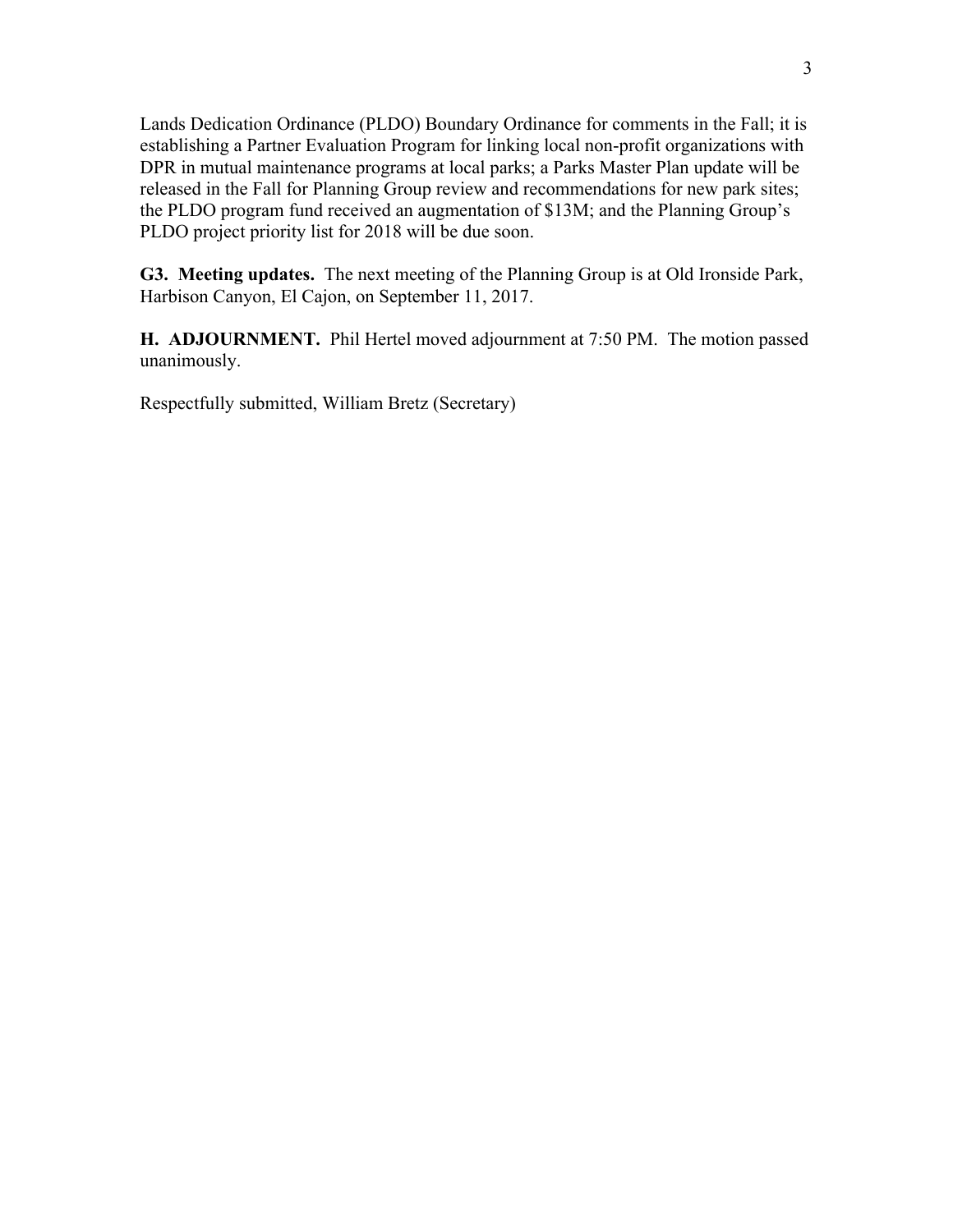Lands Dedication Ordinance (PLDO) Boundary Ordinance for comments in the Fall; it is establishing a Partner Evaluation Program for linking local non-profit organizations with DPR in mutual maintenance programs at local parks; a Parks Master Plan update will be released in the Fall for Planning Group review and recommendations for new park sites; the PLDO program fund received an augmentation of $13M; and the Planning Group's PLDO project priority list for 2018 will be due soon.

**G3. Meeting updates.** The next meeting of the Planning Group is at Old Ironside Park, Harbison Canyon, El Cajon, on September 11, 2017.

**H. ADJOURNMENT.** Phil Hertel moved adjournment at 7:50 PM. The motion passed unanimously.

Respectfully submitted, William Bretz (Secretary)